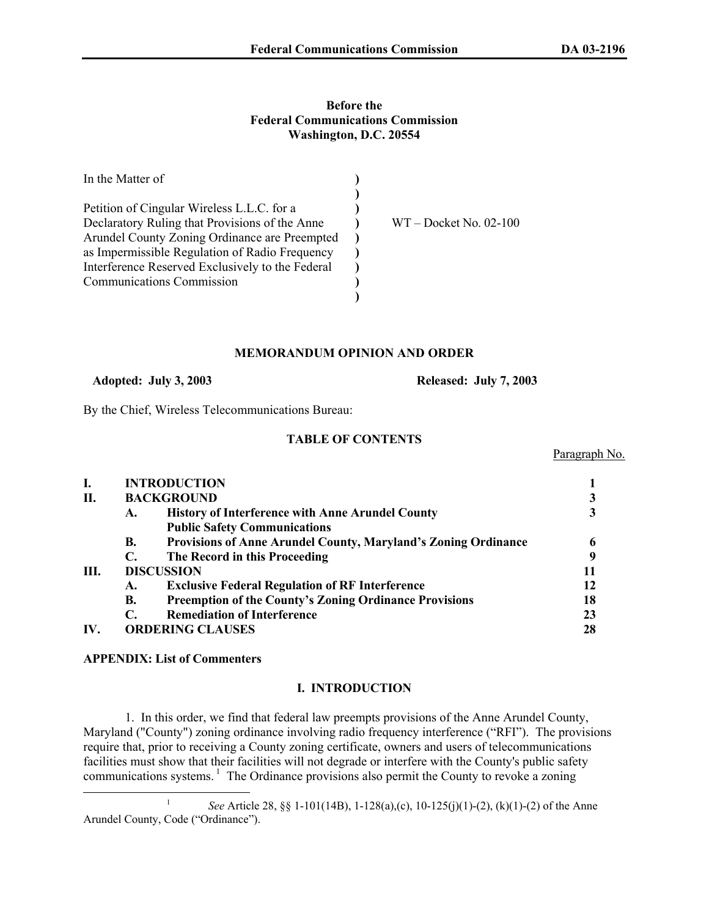**Before the**
**Federal Communications Commission**
**Washington, D.C. 20554**

| | | |
|---|---|---|
| In the Matter of | ) | |
| | ) | |
| Petition of Cingular Wireless L.L.C. for a Declaratory Ruling that Provisions of the Anne Arundel County Zoning Ordinance are Preempted as Impermissible Regulation of Radio Frequency Interference Reserved Exclusively to the Federal Communications Commission | ) | WT – Docket No. 02-100 |
| | ) | |

## MEMORANDUM OPINION AND ORDER

**Adopted: July 3, 2003** **Released: July 7, 2003**

By the Chief, Wireless Telecommunications Bureau:

### TABLE OF CONTENTS

| | | Paragraph No. |
|---|---|---|
| **I.** | **INTRODUCTION** | **1** |
| **II.** | **BACKGROUND** | **3** |
| | **A. History of Interference with Anne Arundel County Public Safety Communications** | **3** |
| | **B. Provisions of Anne Arundel County, Maryland's Zoning Ordinance** | **6** |
| | **C. The Record in this Proceeding** | **9** |
| **III.** | **DISCUSSION** | **11** |
| | **A. Exclusive Federal Regulation of RF Interference** | **12** |
| | **B. Preemption of the County's Zoning Ordinance Provisions** | **18** |
| | **C. Remediation of Interference** | **23** |
| **IV.** | **ORDERING CLAUSES** | **28** |

**APPENDIX: List of Commenters**

## I. INTRODUCTION

1. In this order, we find that federal law preempts provisions of the Anne Arundel County, Maryland ("County") zoning ordinance involving radio frequency interference ("RFI"). The provisions require that, prior to receiving a County zoning certificate, owners and users of telecommunications facilities must show that their facilities will not degrade or interfere with the County's public safety communications systems.[1] The Ordinance provisions also permit the County to revoke a zoning

[1] *See* Article 28, §§ 1-101(14B), 1-128(a),(c), 10-125(j)(1)-(2), (k)(1)-(2) of the Anne Arundel County, Code ("Ordinance").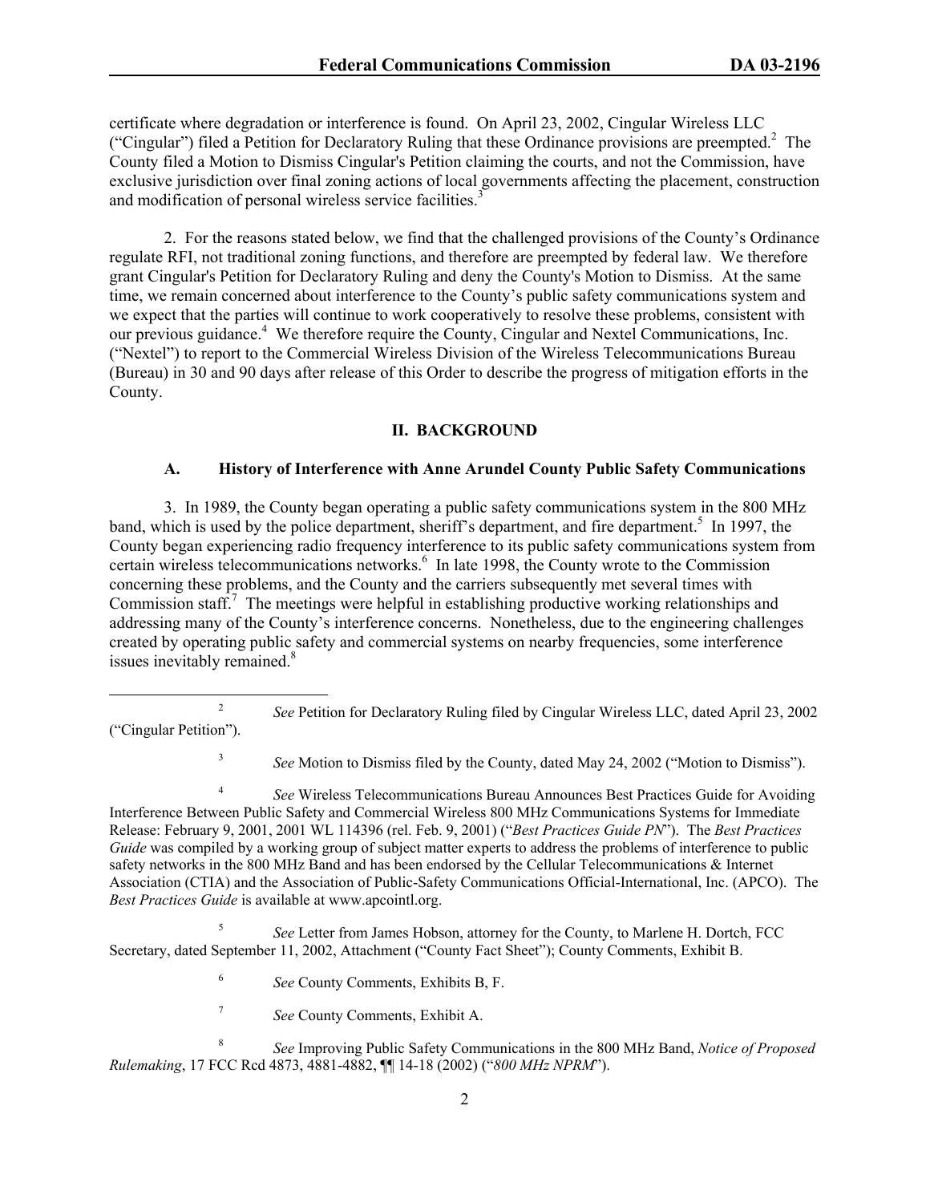certificate where degradation or interference is found. On April 23, 2002, Cingular Wireless LLC ("Cingular") filed a Petition for Declaratory Ruling that these Ordinance provisions are preempted.[2] The County filed a Motion to Dismiss Cingular's Petition claiming the courts, and not the Commission, have exclusive jurisdiction over final zoning actions of local governments affecting the placement, construction and modification of personal wireless service facilities.[3]

2. For the reasons stated below, we find that the challenged provisions of the County's Ordinance regulate RFI, not traditional zoning functions, and therefore are preempted by federal law. We therefore grant Cingular's Petition for Declaratory Ruling and deny the County's Motion to Dismiss. At the same time, we remain concerned about interference to the County's public safety communications system and we expect that the parties will continue to work cooperatively to resolve these problems, consistent with our previous guidance.[4] We therefore require the County, Cingular and Nextel Communications, Inc. ("Nextel") to report to the Commercial Wireless Division of the Wireless Telecommunications Bureau (Bureau) in 30 and 90 days after release of this Order to describe the progress of mitigation efforts in the County.

## II. BACKGROUND

### A. History of Interference with Anne Arundel County Public Safety Communications

3. In 1989, the County began operating a public safety communications system in the 800 MHz band, which is used by the police department, sheriff's department, and fire department.[5] In 1997, the County began experiencing radio frequency interference to its public safety communications system from certain wireless telecommunications networks.[6] In late 1998, the County wrote to the Commission concerning these problems, and the County and the carriers subsequently met several times with Commission staff.[7] The meetings were helpful in establishing productive working relationships and addressing many of the County's interference concerns. Nonetheless, due to the engineering challenges created by operating public safety and commercial systems on nearby frequencies, some interference issues inevitably remained.[8]

---

[2] *See* Petition for Declaratory Ruling filed by Cingular Wireless LLC, dated April 23, 2002 ("Cingular Petition").

[3] *See* Motion to Dismiss filed by the County, dated May 24, 2002 ("Motion to Dismiss").

[4] *See* Wireless Telecommunications Bureau Announces Best Practices Guide for Avoiding Interference Between Public Safety and Commercial Wireless 800 MHz Communications Systems for Immediate Release: February 9, 2001, 2001 WL 114396 (rel. Feb. 9, 2001) ("*Best Practices Guide PN*"). The *Best Practices Guide* was compiled by a working group of subject matter experts to address the problems of interference to public safety networks in the 800 MHz Band and has been endorsed by the Cellular Telecommunications & Internet Association (CTIA) and the Association of Public-Safety Communications Official-International, Inc. (APCO). The *Best Practices Guide* is available at www.apcointl.org.

[5] *See* Letter from James Hobson, attorney for the County, to Marlene H. Dortch, FCC Secretary, dated September 11, 2002, Attachment ("County Fact Sheet"); County Comments, Exhibit B.

[6] *See* County Comments, Exhibits B, F.

[7] *See* County Comments, Exhibit A.

[8] *See* Improving Public Safety Communications in the 800 MHz Band, *Notice of Proposed Rulemaking*, 17 FCC Rcd 4873, 4881-4882, ¶¶ 14-18 (2002) ("*800 MHz NPRM*").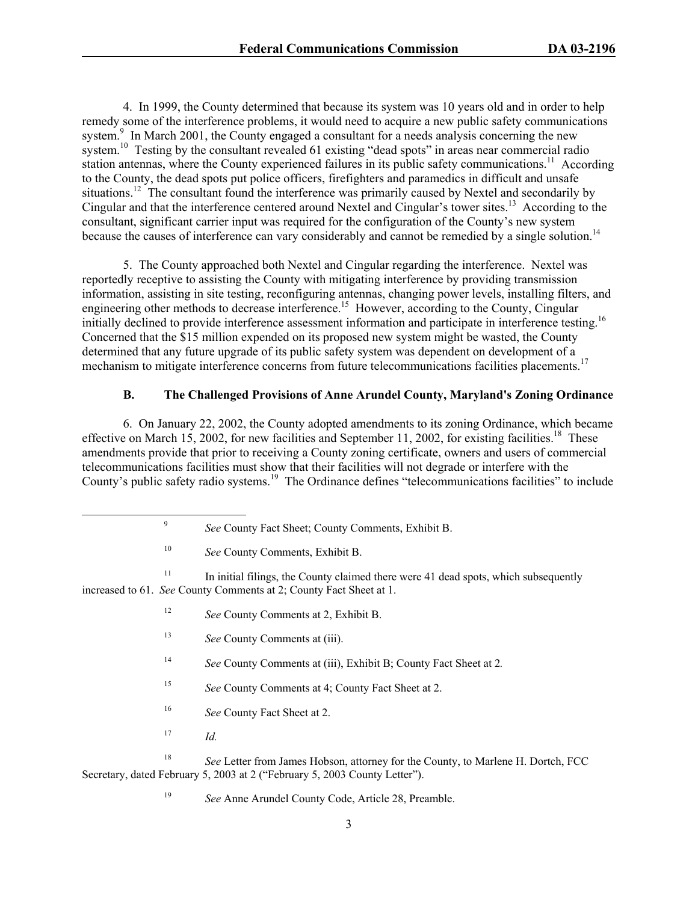4. In 1999, the County determined that because its system was 10 years old and in order to help remedy some of the interference problems, it would need to acquire a new public safety communications system.[9] In March 2001, the County engaged a consultant for a needs analysis concerning the new system.[10] Testing by the consultant revealed 61 existing "dead spots" in areas near commercial radio station antennas, where the County experienced failures in its public safety communications.[11] According to the County, the dead spots put police officers, firefighters and paramedics in difficult and unsafe situations.[12] The consultant found the interference was primarily caused by Nextel and secondarily by Cingular and that the interference centered around Nextel and Cingular's tower sites.[13] According to the consultant, significant carrier input was required for the configuration of the County's new system because the causes of interference can vary considerably and cannot be remedied by a single solution.[14]

5. The County approached both Nextel and Cingular regarding the interference. Nextel was reportedly receptive to assisting the County with mitigating interference by providing transmission information, assisting in site testing, reconfiguring antennas, changing power levels, installing filters, and engineering other methods to decrease interference.[15] However, according to the County, Cingular initially declined to provide interference assessment information and participate in interference testing.[16] Concerned that the $15 million expended on its proposed new system might be wasted, the County determined that any future upgrade of its public safety system was dependent on development of a mechanism to mitigate interference concerns from future telecommunications facilities placements.[17]

### B. The Challenged Provisions of Anne Arundel County, Maryland's Zoning Ordinance

6. On January 22, 2002, the County adopted amendments to its zoning Ordinance, which became effective on March 15, 2002, for new facilities and September 11, 2002, for existing facilities.[18] These amendments provide that prior to receiving a County zoning certificate, owners and users of commercial telecommunications facilities must show that their facilities will not degrade or interfere with the County's public safety radio systems.[19] The Ordinance defines "telecommunications facilities" to include

---

[9] *See* County Fact Sheet; County Comments, Exhibit B.

[10] *See* County Comments, Exhibit B.

[11] In initial filings, the County claimed there were 41 dead spots, which subsequently increased to 61. *See* County Comments at 2; County Fact Sheet at 1.

[12] *See* County Comments at 2, Exhibit B.

[13] *See* County Comments at (iii).

[14] *See* County Comments at (iii), Exhibit B; County Fact Sheet at 2*.*

[15] *See* County Comments at 4; County Fact Sheet at 2.

[16] *See* County Fact Sheet at 2.

[17] *Id.*

[18] *See* Letter from James Hobson, attorney for the County, to Marlene H. Dortch, FCC Secretary, dated February 5, 2003 at 2 ("February 5, 2003 County Letter").

[19] *See* Anne Arundel County Code, Article 28, Preamble.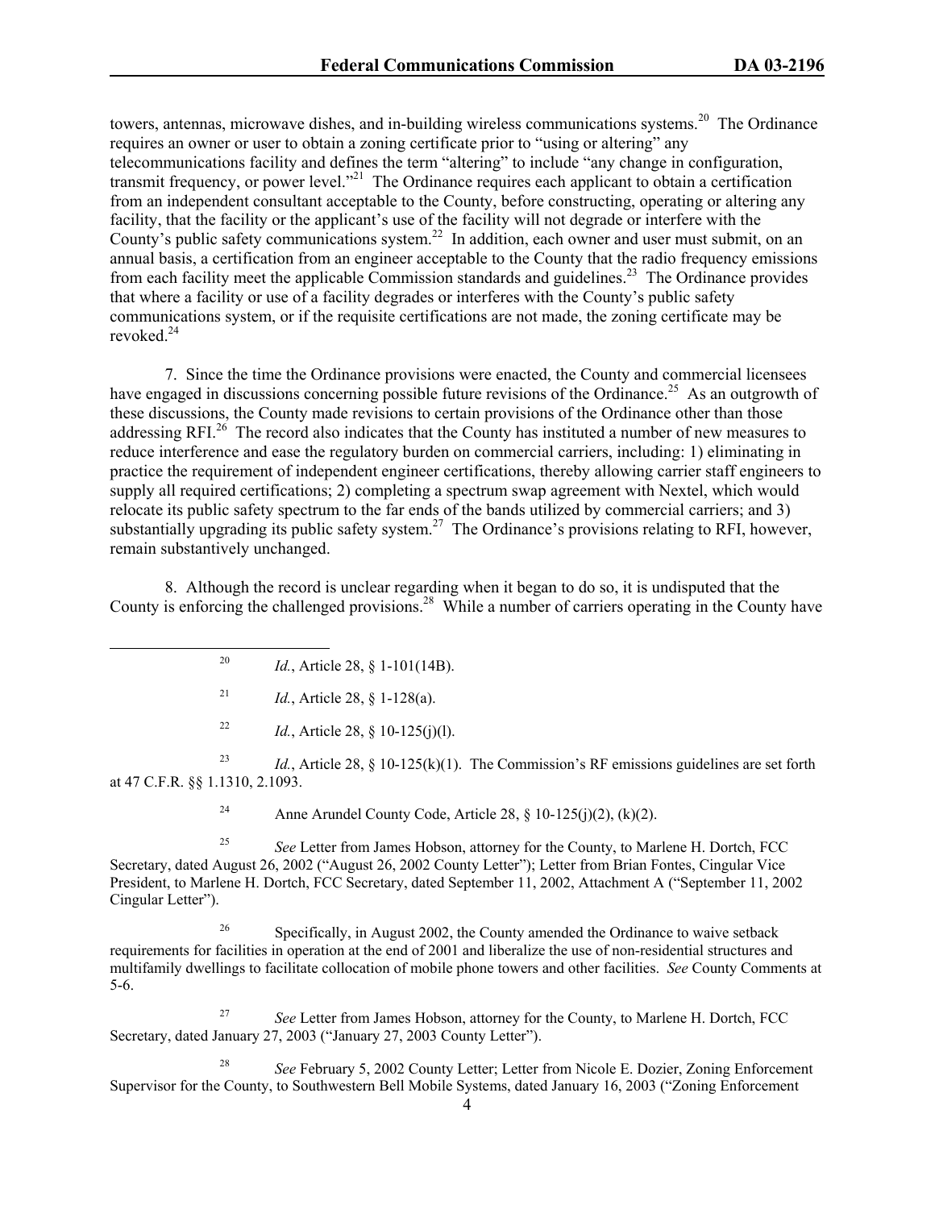towers, antennas, microwave dishes, and in-building wireless communications systems.[20] The Ordinance requires an owner or user to obtain a zoning certificate prior to "using or altering" any telecommunications facility and defines the term "altering" to include "any change in configuration, transmit frequency, or power level."[21] The Ordinance requires each applicant to obtain a certification from an independent consultant acceptable to the County, before constructing, operating or altering any facility, that the facility or the applicant's use of the facility will not degrade or interfere with the County's public safety communications system.[22] In addition, each owner and user must submit, on an annual basis, a certification from an engineer acceptable to the County that the radio frequency emissions from each facility meet the applicable Commission standards and guidelines.[23] The Ordinance provides that where a facility or use of a facility degrades or interferes with the County's public safety communications system, or if the requisite certifications are not made, the zoning certificate may be revoked.[24]

7. Since the time the Ordinance provisions were enacted, the County and commercial licensees have engaged in discussions concerning possible future revisions of the Ordinance.[25] As an outgrowth of these discussions, the County made revisions to certain provisions of the Ordinance other than those addressing RFI.[26] The record also indicates that the County has instituted a number of new measures to reduce interference and ease the regulatory burden on commercial carriers, including: 1) eliminating in practice the requirement of independent engineer certifications, thereby allowing carrier staff engineers to supply all required certifications; 2) completing a spectrum swap agreement with Nextel, which would relocate its public safety spectrum to the far ends of the bands utilized by commercial carriers; and 3) substantially upgrading its public safety system.[27] The Ordinance's provisions relating to RFI, however, remain substantively unchanged.

8. Although the record is unclear regarding when it began to do so, it is undisputed that the County is enforcing the challenged provisions.[28] While a number of carriers operating in the County have

---

[20] *Id.*, Article 28, § 1-101(14B).

[21] *Id.*, Article 28, § 1-128(a).

[22] *Id.*, Article 28, § 10-125(j)(l).

[23] *Id.*, Article 28, § 10-125(k)(1). The Commission's RF emissions guidelines are set forth at 47 C.F.R. §§ 1.1310, 2.1093.

[24] Anne Arundel County Code, Article 28, § 10-125(j)(2), (k)(2).

[25] *See* Letter from James Hobson, attorney for the County, to Marlene H. Dortch, FCC Secretary, dated August 26, 2002 ("August 26, 2002 County Letter"); Letter from Brian Fontes, Cingular Vice President, to Marlene H. Dortch, FCC Secretary, dated September 11, 2002, Attachment A ("September 11, 2002 Cingular Letter").

[26] Specifically, in August 2002, the County amended the Ordinance to waive setback requirements for facilities in operation at the end of 2001 and liberalize the use of non-residential structures and multifamily dwellings to facilitate collocation of mobile phone towers and other facilities. *See* County Comments at 5-6.

[27] *See* Letter from James Hobson, attorney for the County, to Marlene H. Dortch, FCC Secretary, dated January 27, 2003 ("January 27, 2003 County Letter").

[28] *See* February 5, 2002 County Letter; Letter from Nicole E. Dozier, Zoning Enforcement Supervisor for the County, to Southwestern Bell Mobile Systems, dated January 16, 2003 ("Zoning Enforcement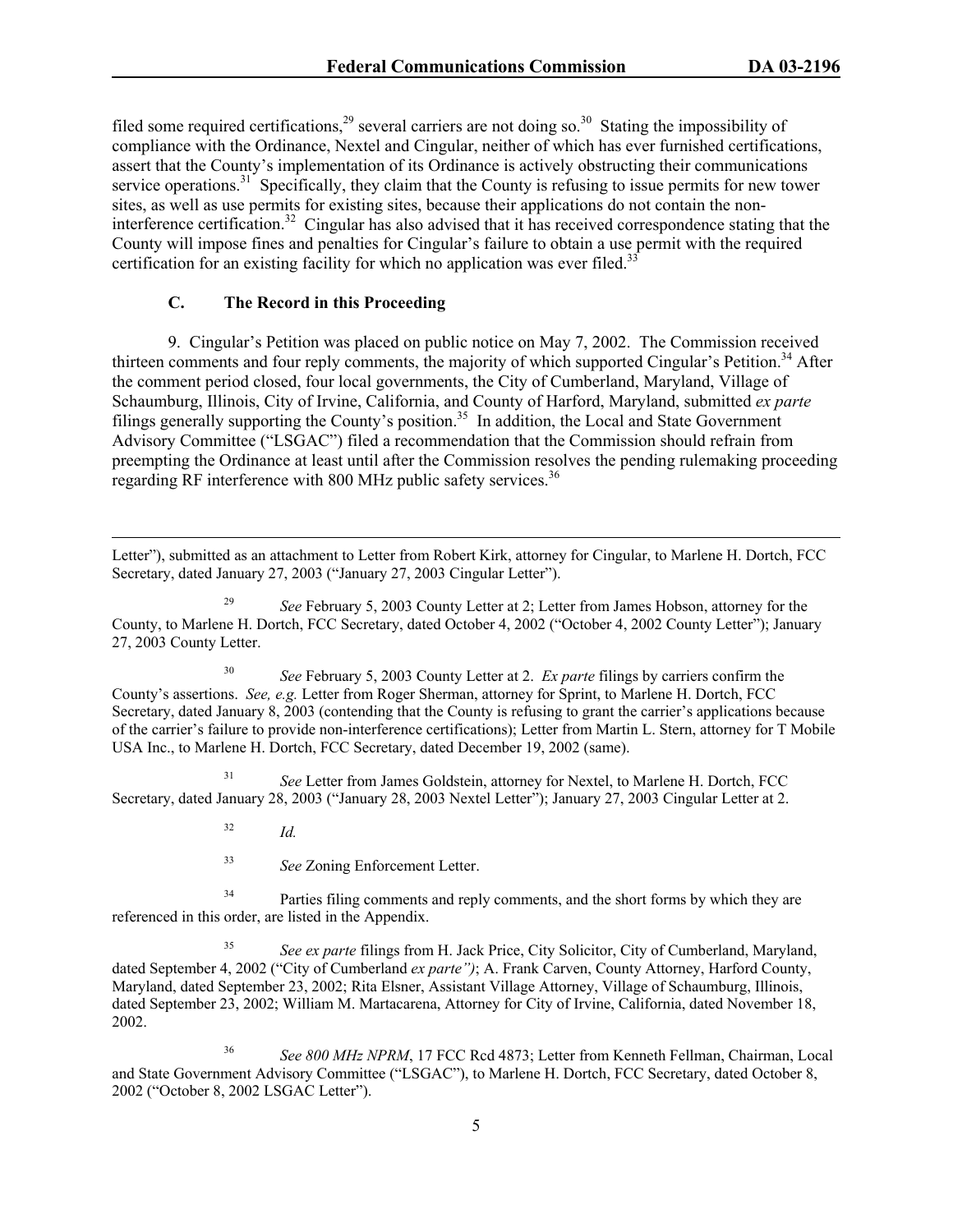filed some required certifications,[29] several carriers are not doing so.[30] Stating the impossibility of compliance with the Ordinance, Nextel and Cingular, neither of which has ever furnished certifications, assert that the County's implementation of its Ordinance is actively obstructing their communications service operations.[31] Specifically, they claim that the County is refusing to issue permits for new tower sites, as well as use permits for existing sites, because their applications do not contain the non-interference certification.[32] Cingular has also advised that it has received correspondence stating that the County will impose fines and penalties for Cingular's failure to obtain a use permit with the required certification for an existing facility for which no application was ever filed.[33]

### C. The Record in this Proceeding

9. Cingular's Petition was placed on public notice on May 7, 2002. The Commission received thirteen comments and four reply comments, the majority of which supported Cingular's Petition.[34] After the comment period closed, four local governments, the City of Cumberland, Maryland, Village of Schaumburg, Illinois, City of Irvine, California, and County of Harford, Maryland, submitted *ex parte* filings generally supporting the County's position.[35] In addition, the Local and State Government Advisory Committee ("LSGAC") filed a recommendation that the Commission should refrain from preempting the Ordinance at least until after the Commission resolves the pending rulemaking proceeding regarding RF interference with 800 MHz public safety services.[36]

---

Letter"), submitted as an attachment to Letter from Robert Kirk, attorney for Cingular, to Marlene H. Dortch, FCC Secretary, dated January 27, 2003 ("January 27, 2003 Cingular Letter").

[29] *See* February 5, 2003 County Letter at 2; Letter from James Hobson, attorney for the County, to Marlene H. Dortch, FCC Secretary, dated October 4, 2002 ("October 4, 2002 County Letter"); January 27, 2003 County Letter.

[30] *See* February 5, 2003 County Letter at 2. *Ex parte* filings by carriers confirm the County's assertions. *See, e.g.* Letter from Roger Sherman, attorney for Sprint, to Marlene H. Dortch, FCC Secretary, dated January 8, 2003 (contending that the County is refusing to grant the carrier's applications because of the carrier's failure to provide non-interference certifications); Letter from Martin L. Stern, attorney for T Mobile USA Inc., to Marlene H. Dortch, FCC Secretary, dated December 19, 2002 (same).

[31] *See* Letter from James Goldstein, attorney for Nextel, to Marlene H. Dortch, FCC Secretary, dated January 28, 2003 ("January 28, 2003 Nextel Letter"); January 27, 2003 Cingular Letter at 2.

[32] *Id.*

[33] *See* Zoning Enforcement Letter.

[34] Parties filing comments and reply comments, and the short forms by which they are referenced in this order, are listed in the Appendix.

[35] *See ex parte* filings from H. Jack Price, City Solicitor, City of Cumberland, Maryland, dated September 4, 2002 ("City of Cumberland *ex parte")*; A. Frank Carven, County Attorney, Harford County, Maryland, dated September 23, 2002; Rita Elsner, Assistant Village Attorney, Village of Schaumburg, Illinois, dated September 23, 2002; William M. Martacarena, Attorney for City of Irvine, California, dated November 18, 2002.

[36] *See 800 MHz NPRM*, 17 FCC Rcd 4873; Letter from Kenneth Fellman, Chairman, Local and State Government Advisory Committee ("LSGAC"), to Marlene H. Dortch, FCC Secretary, dated October 8, 2002 ("October 8, 2002 LSGAC Letter").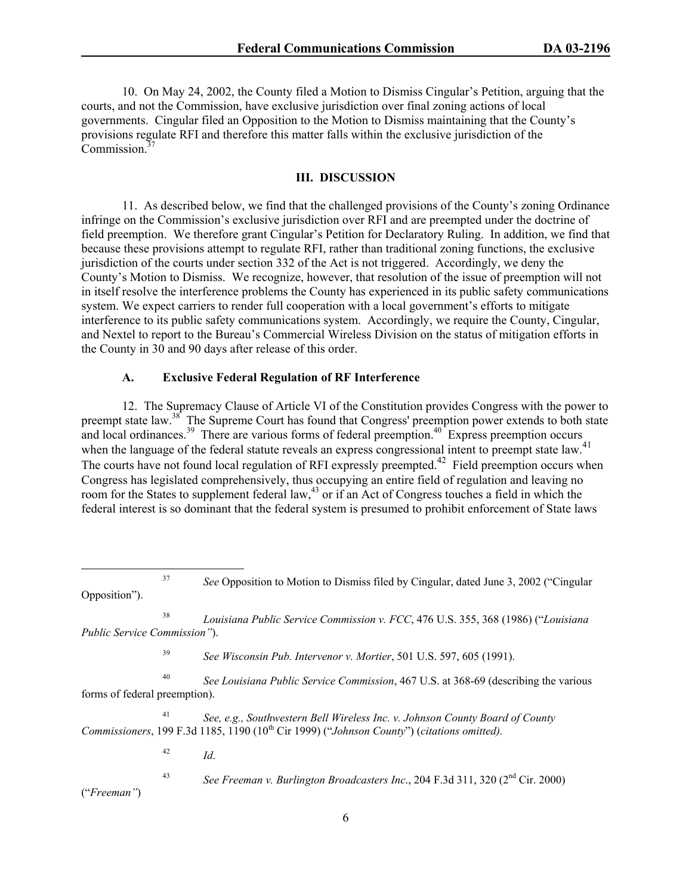10. On May 24, 2002, the County filed a Motion to Dismiss Cingular's Petition, arguing that the courts, and not the Commission, have exclusive jurisdiction over final zoning actions of local governments. Cingular filed an Opposition to the Motion to Dismiss maintaining that the County's provisions regulate RFI and therefore this matter falls within the exclusive jurisdiction of the Commission.[37]

## III. DISCUSSION

11. As described below, we find that the challenged provisions of the County's zoning Ordinance infringe on the Commission's exclusive jurisdiction over RFI and are preempted under the doctrine of field preemption. We therefore grant Cingular's Petition for Declaratory Ruling. In addition, we find that because these provisions attempt to regulate RFI, rather than traditional zoning functions, the exclusive jurisdiction of the courts under section 332 of the Act is not triggered. Accordingly, we deny the County's Motion to Dismiss. We recognize, however, that resolution of the issue of preemption will not in itself resolve the interference problems the County has experienced in its public safety communications system. We expect carriers to render full cooperation with a local government's efforts to mitigate interference to its public safety communications system. Accordingly, we require the County, Cingular, and Nextel to report to the Bureau's Commercial Wireless Division on the status of mitigation efforts in the County in 30 and 90 days after release of this order.

### A. Exclusive Federal Regulation of RF Interference

12. The Supremacy Clause of Article VI of the Constitution provides Congress with the power to preempt state law.[38] The Supreme Court has found that Congress' preemption power extends to both state and local ordinances.[39] There are various forms of federal preemption.[40] Express preemption occurs when the language of the federal statute reveals an express congressional intent to preempt state law.[41] The courts have not found local regulation of RFI expressly preempted.[42] Field preemption occurs when Congress has legislated comprehensively, thus occupying an entire field of regulation and leaving no room for the States to supplement federal law,[43] or if an Act of Congress touches a field in which the federal interest is so dominant that the federal system is presumed to prohibit enforcement of State laws

---

[37] *See* Opposition to Motion to Dismiss filed by Cingular, dated June 3, 2002 ("Cingular Opposition").

[38] *Louisiana Public Service Commission v. FCC*, 476 U.S. 355, 368 (1986) ("*Louisiana Public Service Commission"*).

[39] *See Wisconsin Pub. Intervenor v. Mortier*, 501 U.S. 597, 605 (1991).

[40] *See Louisiana Public Service Commission*, 467 U.S. at 368-69 (describing the various forms of federal preemption).

[41] *See, e.g., Southwestern Bell Wireless Inc. v. Johnson County Board of County Commissioners*, 199 F.3d 1185, 1190 (10th Cir 1999) ("*Johnson County*") (*citations omitted).*

[42] *Id*.

[43] *See Freeman v. Burlington Broadcasters Inc*., 204 F.3d 311, 320 (2nd Cir. 2000) ("*Freeman"*)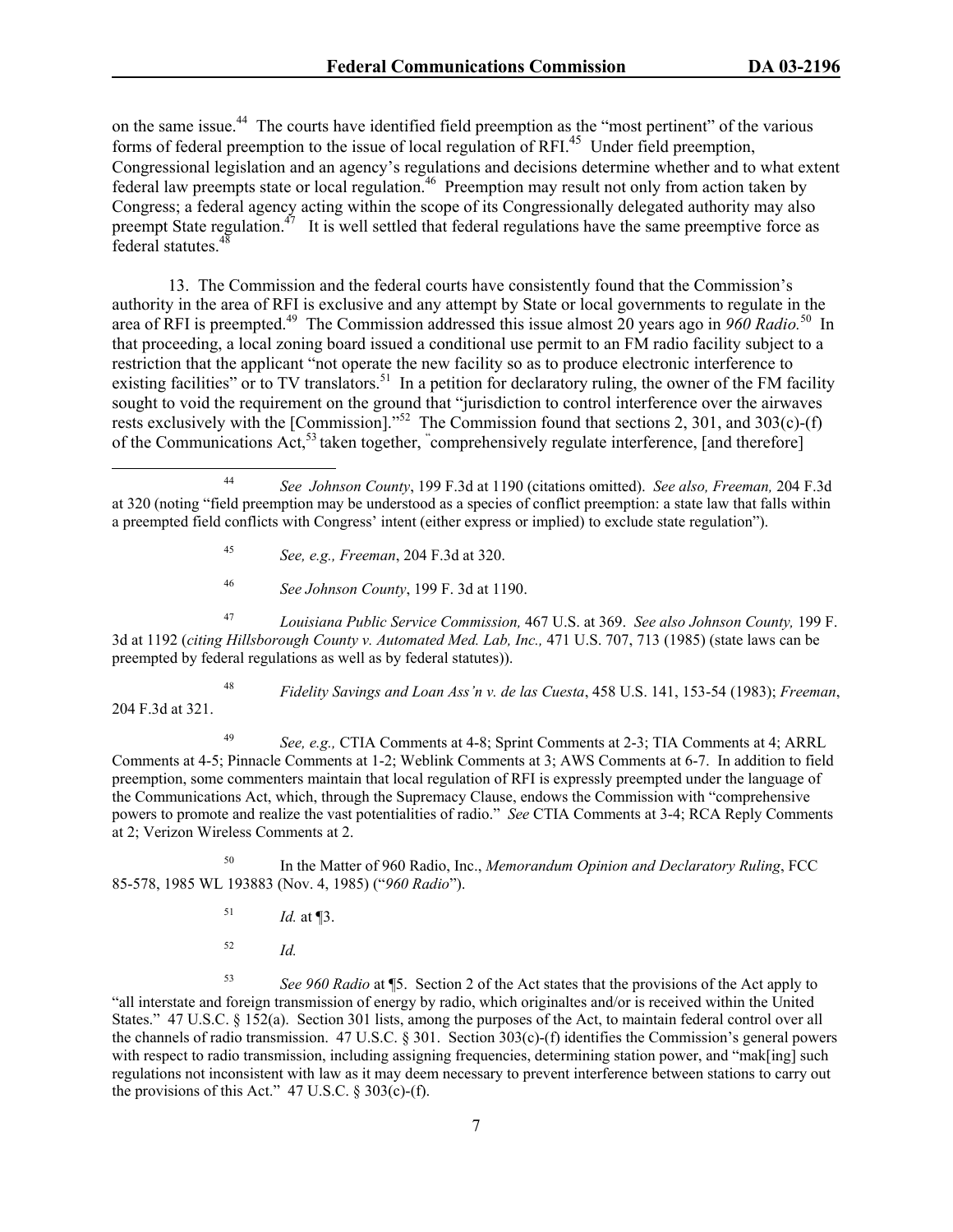on the same issue.[44] The courts have identified field preemption as the "most pertinent" of the various forms of federal preemption to the issue of local regulation of RFI.[45] Under field preemption, Congressional legislation and an agency's regulations and decisions determine whether and to what extent federal law preempts state or local regulation.[46] Preemption may result not only from action taken by Congress; a federal agency acting within the scope of its Congressionally delegated authority may also preempt State regulation.[47] It is well settled that federal regulations have the same preemptive force as federal statutes.[48]

13. The Commission and the federal courts have consistently found that the Commission's authority in the area of RFI is exclusive and any attempt by State or local governments to regulate in the area of RFI is preempted.[49] The Commission addressed this issue almost 20 years ago in *960 Radio.*[50] In that proceeding, a local zoning board issued a conditional use permit to an FM radio facility subject to a restriction that the applicant "not operate the new facility so as to produce electronic interference to existing facilities" or to TV translators.[51] In a petition for declaratory ruling, the owner of the FM facility sought to void the requirement on the ground that "jurisdiction to control interference over the airwaves rests exclusively with the [Commission]."[52] The Commission found that sections 2, 301, and 303(c)-(f) of the Communications Act,[53] taken together, "comprehensively regulate interference, [and therefore]

---

[44] *See Johnson County*, 199 F.3d at 1190 (citations omitted). *See also, Freeman,* 204 F.3d at 320 (noting "field preemption may be understood as a species of conflict preemption: a state law that falls within a preempted field conflicts with Congress' intent (either express or implied) to exclude state regulation").

[45] *See, e.g., Freeman*, 204 F.3d at 320.

[46] *See Johnson County*, 199 F. 3d at 1190.

[47] *Louisiana Public Service Commission,* 467 U.S. at 369. *See also Johnson County,* 199 F. 3d at 1192 (*citing Hillsborough County v. Automated Med. Lab, Inc.,* 471 U.S. 707, 713 (1985) (state laws can be preempted by federal regulations as well as by federal statutes)).

[48] *Fidelity Savings and Loan Ass'n v. de las Cuesta*, 458 U.S. 141, 153-54 (1983); *Freeman*, 204 F.3d at 321.

[49] *See, e.g.,* CTIA Comments at 4-8; Sprint Comments at 2-3; TIA Comments at 4; ARRL Comments at 4-5; Pinnacle Comments at 1-2; Weblink Comments at 3; AWS Comments at 6-7. In addition to field preemption, some commenters maintain that local regulation of RFI is expressly preempted under the language of the Communications Act, which, through the Supremacy Clause, endows the Commission with "comprehensive powers to promote and realize the vast potentialities of radio." *See* CTIA Comments at 3-4; RCA Reply Comments at 2; Verizon Wireless Comments at 2.

[50] In the Matter of 960 Radio, Inc., *Memorandum Opinion and Declaratory Ruling*, FCC 85-578, 1985 WL 193883 (Nov. 4, 1985) ("*960 Radio*").

[51] *Id.* at ¶3.

[52] *Id.*

[53] *See 960 Radio* at ¶5. Section 2 of the Act states that the provisions of the Act apply to "all interstate and foreign transmission of energy by radio, which originaltes and/or is received within the United States." 47 U.S.C. § 152(a). Section 301 lists, among the purposes of the Act, to maintain federal control over all the channels of radio transmission. 47 U.S.C. § 301. Section 303(c)-(f) identifies the Commission's general powers with respect to radio transmission, including assigning frequencies, determining station power, and "mak[ing] such regulations not inconsistent with law as it may deem necessary to prevent interference between stations to carry out the provisions of this Act." 47 U.S.C. § 303(c)-(f).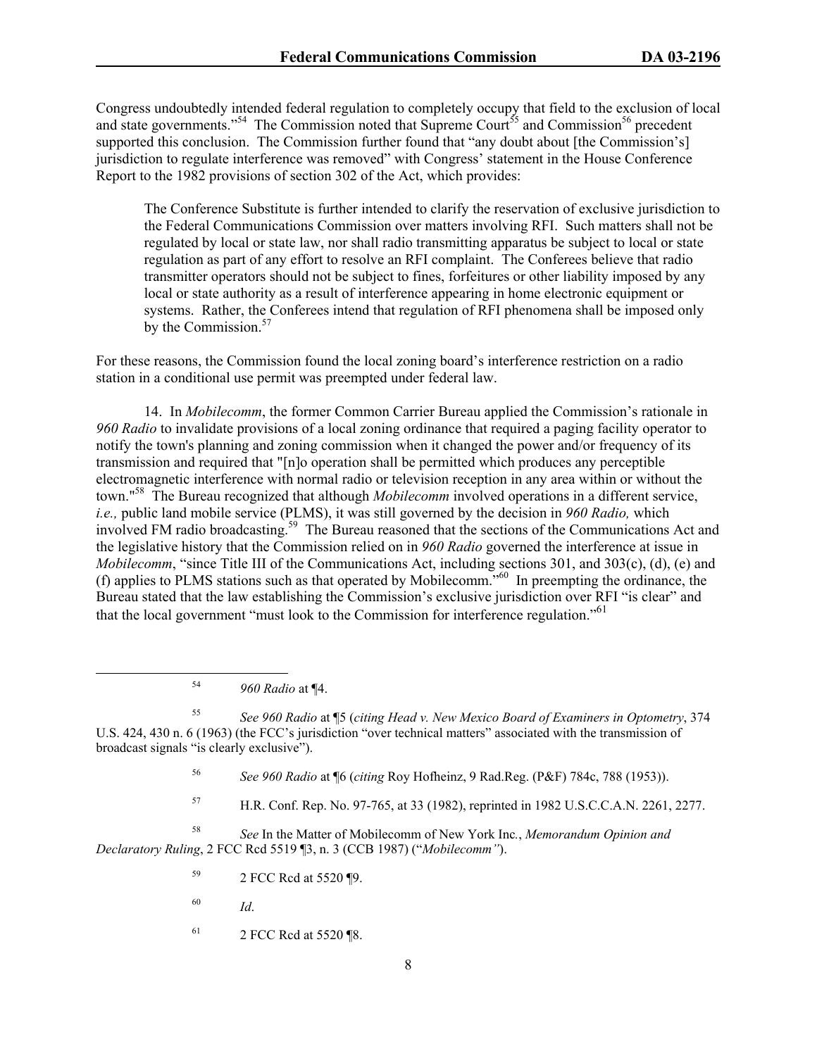Congress undoubtedly intended federal regulation to completely occupy that field to the exclusion of local and state governments."[54] The Commission noted that Supreme Court[55] and Commission[56] precedent supported this conclusion. The Commission further found that "any doubt about [the Commission's] jurisdiction to regulate interference was removed" with Congress' statement in the House Conference Report to the 1982 provisions of section 302 of the Act, which provides:

> The Conference Substitute is further intended to clarify the reservation of exclusive jurisdiction to the Federal Communications Commission over matters involving RFI. Such matters shall not be regulated by local or state law, nor shall radio transmitting apparatus be subject to local or state regulation as part of any effort to resolve an RFI complaint. The Conferees believe that radio transmitter operators should not be subject to fines, forfeitures or other liability imposed by any local or state authority as a result of interference appearing in home electronic equipment or systems. Rather, the Conferees intend that regulation of RFI phenomena shall be imposed only by the Commission.[57]

For these reasons, the Commission found the local zoning board's interference restriction on a radio station in a conditional use permit was preempted under federal law.

14. In *Mobilecomm*, the former Common Carrier Bureau applied the Commission's rationale in *960 Radio* to invalidate provisions of a local zoning ordinance that required a paging facility operator to notify the town's planning and zoning commission when it changed the power and/or frequency of its transmission and required that "[n]o operation shall be permitted which produces any perceptible electromagnetic interference with normal radio or television reception in any area within or without the town."[58] The Bureau recognized that although *Mobilecomm* involved operations in a different service, *i.e.,* public land mobile service (PLMS), it was still governed by the decision in *960 Radio,* which involved FM radio broadcasting.[59] The Bureau reasoned that the sections of the Communications Act and the legislative history that the Commission relied on in *960 Radio* governed the interference at issue in *Mobilecomm*, "since Title III of the Communications Act, including sections 301, and 303(c), (d), (e) and (f) applies to PLMS stations such as that operated by Mobilecomm."[60] In preempting the ordinance, the Bureau stated that the law establishing the Commission's exclusive jurisdiction over RFI "is clear" and that the local government "must look to the Commission for interference regulation."[61]

---

[54] *960 Radio* at ¶4.

[55] *See 960 Radio* at ¶5 (*citing Head v. New Mexico Board of Examiners in Optometry*, 374 U.S. 424, 430 n. 6 (1963) (the FCC's jurisdiction "over technical matters" associated with the transmission of broadcast signals "is clearly exclusive").

[56] *See 960 Radio* at ¶6 (*citing* Roy Hofheinz, 9 Rad.Reg. (P&F) 784c, 788 (1953)).

[57] H.R. Conf. Rep. No. 97-765, at 33 (1982), reprinted in 1982 U.S.C.C.A.N. 2261, 2277.

[58] *See* In the Matter of Mobilecomm of New York Inc., *Memorandum Opinion and Declaratory Ruling*, 2 FCC Rcd 5519 ¶3, n. 3 (CCB 1987) ("*Mobilecomm"*).

[59] 2 FCC Rcd at 5520 ¶9.

[60] *Id*.

[61] 2 FCC Rcd at 5520 ¶8.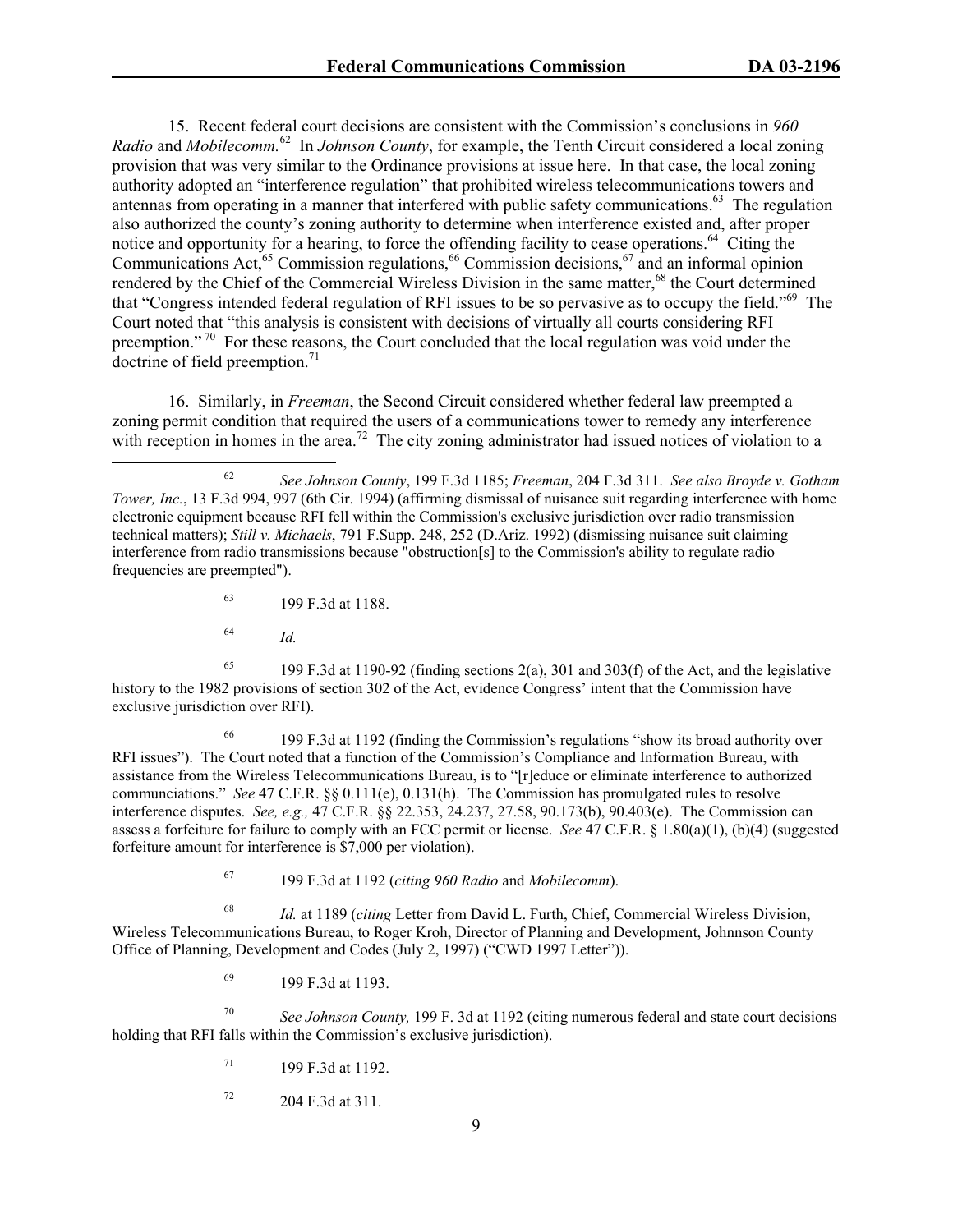15. Recent federal court decisions are consistent with the Commission's conclusions in *960 Radio* and *Mobilecomm.*[62] In *Johnson County*, for example, the Tenth Circuit considered a local zoning provision that was very similar to the Ordinance provisions at issue here. In that case, the local zoning authority adopted an "interference regulation" that prohibited wireless telecommunications towers and antennas from operating in a manner that interfered with public safety communications.[63] The regulation also authorized the county's zoning authority to determine when interference existed and, after proper notice and opportunity for a hearing, to force the offending facility to cease operations.[64] Citing the Communications Act,[65] Commission regulations,[66] Commission decisions,[67] and an informal opinion rendered by the Chief of the Commercial Wireless Division in the same matter,[68] the Court determined that "Congress intended federal regulation of RFI issues to be so pervasive as to occupy the field."[69] The Court noted that "this analysis is consistent with decisions of virtually all courts considering RFI preemption."[70] For these reasons, the Court concluded that the local regulation was void under the doctrine of field preemption.[71]

16. Similarly, in *Freeman*, the Second Circuit considered whether federal law preempted a zoning permit condition that required the users of a communications tower to remedy any interference with reception in homes in the area.[72] The city zoning administrator had issued notices of violation to a

---

[62] *See Johnson County*, 199 F.3d 1185; *Freeman*, 204 F.3d 311. *See also Broyde v. Gotham Tower, Inc.*, 13 F.3d 994, 997 (6th Cir. 1994) (affirming dismissal of nuisance suit regarding interference with home electronic equipment because RFI fell within the Commission's exclusive jurisdiction over radio transmission technical matters); *Still v. Michaels*, 791 F.Supp. 248, 252 (D.Ariz. 1992) (dismissing nuisance suit claiming interference from radio transmissions because "obstruction[s] to the Commission's ability to regulate radio frequencies are preempted").

[63] 199 F.3d at 1188.

[64] *Id.*

[65] 199 F.3d at 1190-92 (finding sections 2(a), 301 and 303(f) of the Act, and the legislative history to the 1982 provisions of section 302 of the Act, evidence Congress' intent that the Commission have exclusive jurisdiction over RFI).

[66] 199 F.3d at 1192 (finding the Commission's regulations "show its broad authority over RFI issues"). The Court noted that a function of the Commission's Compliance and Information Bureau, with assistance from the Wireless Telecommunications Bureau, is to "[r]educe or eliminate interference to authorized communciations." *See* 47 C.F.R. §§ 0.111(e), 0.131(h). The Commission has promulgated rules to resolve interference disputes. *See, e.g.,* 47 C.F.R. §§ 22.353, 24.237, 27.58, 90.173(b), 90.403(e). The Commission can assess a forfeiture for failure to comply with an FCC permit or license. *See* 47 C.F.R. § 1.80(a)(1), (b)(4) (suggested forfeiture amount for interference is $7,000 per violation).

[67] 199 F.3d at 1192 (*citing 960 Radio* and *Mobilecomm*).

[68] *Id.* at 1189 (*citing* Letter from David L. Furth, Chief, Commercial Wireless Division, Wireless Telecommunications Bureau, to Roger Kroh, Director of Planning and Development, Johnnson County Office of Planning, Development and Codes (July 2, 1997) ("CWD 1997 Letter")).

[69] 199 F.3d at 1193.

[70] *See Johnson County,* 199 F. 3d at 1192 (citing numerous federal and state court decisions holding that RFI falls within the Commission's exclusive jurisdiction).

[71] 199 F.3d at 1192.

[72] 204 F.3d at 311.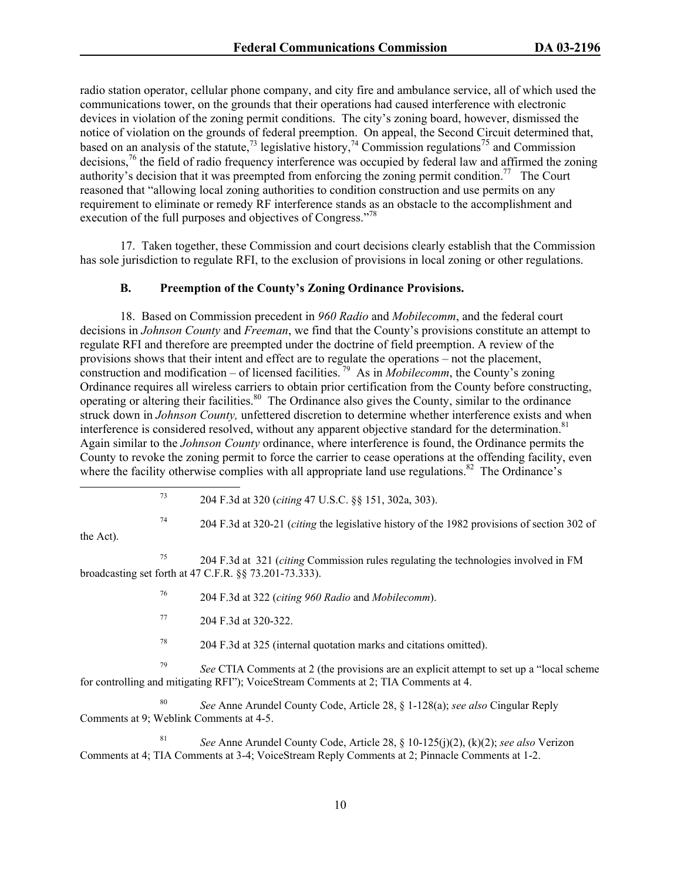radio station operator, cellular phone company, and city fire and ambulance service, all of which used the communications tower, on the grounds that their operations had caused interference with electronic devices in violation of the zoning permit conditions. The city's zoning board, however, dismissed the notice of violation on the grounds of federal preemption. On appeal, the Second Circuit determined that, based on an analysis of the statute,[73] legislative history,[74] Commission regulations[75] and Commission decisions,[76] the field of radio frequency interference was occupied by federal law and affirmed the zoning authority's decision that it was preempted from enforcing the zoning permit condition.[77] The Court reasoned that "allowing local zoning authorities to condition construction and use permits on any requirement to eliminate or remedy RF interference stands as an obstacle to the accomplishment and execution of the full purposes and objectives of Congress."[78]

17. Taken together, these Commission and court decisions clearly establish that the Commission has sole jurisdiction to regulate RFI, to the exclusion of provisions in local zoning or other regulations.

### B. Preemption of the County's Zoning Ordinance Provisions.

18. Based on Commission precedent in *960 Radio* and *Mobilecomm*, and the federal court decisions in *Johnson County* and *Freeman*, we find that the County's provisions constitute an attempt to regulate RFI and therefore are preempted under the doctrine of field preemption. A review of the provisions shows that their intent and effect are to regulate the operations – not the placement, construction and modification – of licensed facilities.[79] As in *Mobilecomm*, the County's zoning Ordinance requires all wireless carriers to obtain prior certification from the County before constructing, operating or altering their facilities.[80] The Ordinance also gives the County, similar to the ordinance struck down in *Johnson County,* unfettered discretion to determine whether interference exists and when interference is considered resolved, without any apparent objective standard for the determination.[81] Again similar to the *Johnson County* ordinance, where interference is found, the Ordinance permits the County to revoke the zoning permit to force the carrier to cease operations at the offending facility, even where the facility otherwise complies with all appropriate land use regulations.[82] The Ordinance's

---

[73] 204 F.3d at 320 (*citing* 47 U.S.C. §§ 151, 302a, 303).

[74] 204 F.3d at 320-21 (*citing* the legislative history of the 1982 provisions of section 302 of the Act).

[75] 204 F.3d at 321 (*citing* Commission rules regulating the technologies involved in FM broadcasting set forth at 47 C.F.R. §§ 73.201-73.333).

[76] 204 F.3d at 322 (*citing 960 Radio* and *Mobilecomm*).

[77] 204 F.3d at 320-322.

[78] 204 F.3d at 325 (internal quotation marks and citations omitted).

[79] *See* CTIA Comments at 2 (the provisions are an explicit attempt to set up a "local scheme for controlling and mitigating RFI"); VoiceStream Comments at 2; TIA Comments at 4.

[80] *See* Anne Arundel County Code, Article 28, § 1-128(a); *see also* Cingular Reply Comments at 9; Weblink Comments at 4-5.

[81] *See* Anne Arundel County Code, Article 28, § 10-125(j)(2), (k)(2); *see also* Verizon Comments at 4; TIA Comments at 3-4; VoiceStream Reply Comments at 2; Pinnacle Comments at 1-2.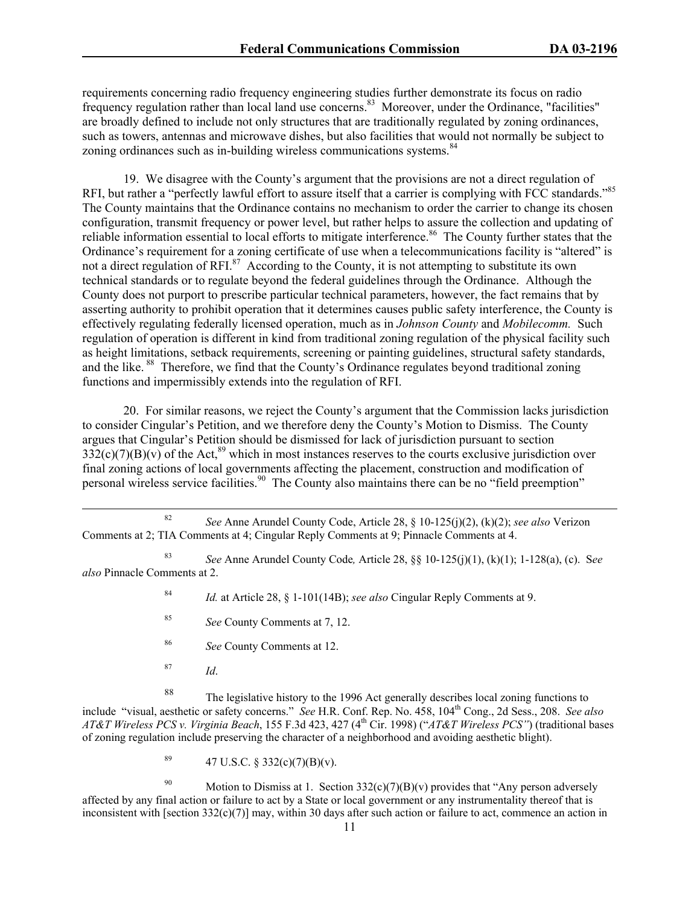requirements concerning radio frequency engineering studies further demonstrate its focus on radio frequency regulation rather than local land use concerns.[83] Moreover, under the Ordinance, "facilities" are broadly defined to include not only structures that are traditionally regulated by zoning ordinances, such as towers, antennas and microwave dishes, but also facilities that would not normally be subject to zoning ordinances such as in-building wireless communications systems.[84]

19. We disagree with the County's argument that the provisions are not a direct regulation of RFI, but rather a "perfectly lawful effort to assure itself that a carrier is complying with FCC standards."[85] The County maintains that the Ordinance contains no mechanism to order the carrier to change its chosen configuration, transmit frequency or power level, but rather helps to assure the collection and updating of reliable information essential to local efforts to mitigate interference.[86] The County further states that the Ordinance's requirement for a zoning certificate of use when a telecommunications facility is "altered" is not a direct regulation of RFI.[87] According to the County, it is not attempting to substitute its own technical standards or to regulate beyond the federal guidelines through the Ordinance. Although the County does not purport to prescribe particular technical parameters, however, the fact remains that by asserting authority to prohibit operation that it determines causes public safety interference, the County is effectively regulating federally licensed operation, much as in *Johnson County* and *Mobilecomm.* Such regulation of operation is different in kind from traditional zoning regulation of the physical facility such as height limitations, setback requirements, screening or painting guidelines, structural safety standards, and the like.[88] Therefore, we find that the County's Ordinance regulates beyond traditional zoning functions and impermissibly extends into the regulation of RFI.

20. For similar reasons, we reject the County's argument that the Commission lacks jurisdiction to consider Cingular's Petition, and we therefore deny the County's Motion to Dismiss. The County argues that Cingular's Petition should be dismissed for lack of jurisdiction pursuant to section 332(c)(7)(B)(v) of the Act,[89] which in most instances reserves to the courts exclusive jurisdiction over final zoning actions of local governments affecting the placement, construction and modification of personal wireless service facilities.[90] The County also maintains there can be no "field preemption"

---

[82] *See* Anne Arundel County Code, Article 28, § 10-125(j)(2), (k)(2); *see also* Verizon Comments at 2; TIA Comments at 4; Cingular Reply Comments at 9; Pinnacle Comments at 4.

[83] *See* Anne Arundel County Code*,* Article 28, §§ 10-125(j)(1), (k)(1); 1-128(a), (c). S*ee also* Pinnacle Comments at 2.

[84] *Id.* at Article 28, § 1-101(14B); *see also* Cingular Reply Comments at 9.

[85] *See* County Comments at 7, 12.

[86] *See* County Comments at 12.

[87] *Id*.

[88] The legislative history to the 1996 Act generally describes local zoning functions to include "visual, aesthetic or safety concerns." *See* H.R. Conf. Rep. No. 458, 104th Cong., 2d Sess., 208. *See also AT&T Wireless PCS v. Virginia Beach*, 155 F.3d 423, 427 (4th Cir. 1998) ("*AT&T Wireless PCS"*) (traditional bases of zoning regulation include preserving the character of a neighborhood and avoiding aesthetic blight).

[89] 47 U.S.C. § 332(c)(7)(B)(v).

[90] Motion to Dismiss at 1. Section 332(c)(7)(B)(v) provides that "Any person adversely affected by any final action or failure to act by a State or local government or any instrumentality thereof that is inconsistent with [section 332(c)(7)] may, within 30 days after such action or failure to act, commence an action in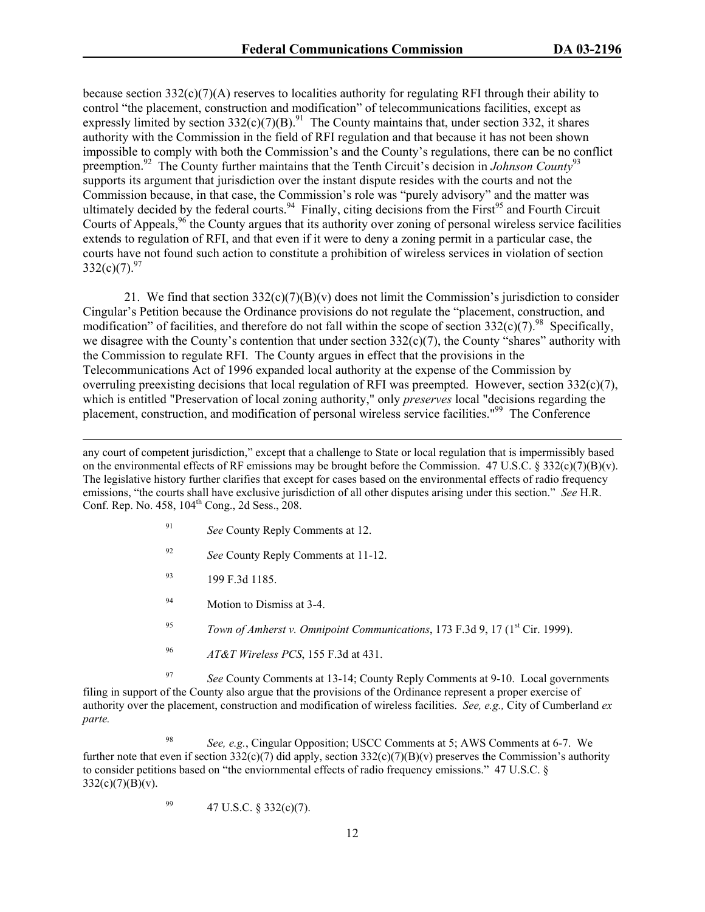because section 332(c)(7)(A) reserves to localities authority for regulating RFI through their ability to control "the placement, construction and modification" of telecommunications facilities, except as expressly limited by section 332(c)(7)(B).[91] The County maintains that, under section 332, it shares authority with the Commission in the field of RFI regulation and that because it has not been shown impossible to comply with both the Commission's and the County's regulations, there can be no conflict preemption.[92] The County further maintains that the Tenth Circuit's decision in *Johnson County*[93] supports its argument that jurisdiction over the instant dispute resides with the courts and not the Commission because, in that case, the Commission's role was "purely advisory" and the matter was ultimately decided by the federal courts.[94] Finally, citing decisions from the First[95] and Fourth Circuit Courts of Appeals,[96] the County argues that its authority over zoning of personal wireless service facilities extends to regulation of RFI, and that even if it were to deny a zoning permit in a particular case, the courts have not found such action to constitute a prohibition of wireless services in violation of section 332(c)(7).[97]

21. We find that section 332(c)(7)(B)(v) does not limit the Commission's jurisdiction to consider Cingular's Petition because the Ordinance provisions do not regulate the "placement, construction, and modification" of facilities, and therefore do not fall within the scope of section 332(c)(7).[98] Specifically, we disagree with the County's contention that under section 332(c)(7), the County "shares" authority with the Commission to regulate RFI. The County argues in effect that the provisions in the Telecommunications Act of 1996 expanded local authority at the expense of the Commission by overruling preexisting decisions that local regulation of RFI was preempted. However, section 332(c)(7), which is entitled "Preservation of local zoning authority," only *preserves* local "decisions regarding the placement, construction, and modification of personal wireless service facilities."[99] The Conference

---

any court of competent jurisdiction," except that a challenge to State or local regulation that is impermissibly based on the environmental effects of RF emissions may be brought before the Commission. 47 U.S.C. § 332(c)(7)(B)(v). The legislative history further clarifies that except for cases based on the environmental effects of radio frequency emissions, "the courts shall have exclusive jurisdiction of all other disputes arising under this section." *See* H.R. Conf. Rep. No. 458, 104th Cong., 2d Sess., 208.

[91] *See* County Reply Comments at 12.

[92] *See* County Reply Comments at 11-12.

[93] 199 F.3d 1185.

[94] Motion to Dismiss at 3-4.

[95] *Town of Amherst v. Omnipoint Communications*, 173 F.3d 9, 17 (1st Cir. 1999).

[96] *AT&T Wireless PCS*, 155 F.3d at 431.

[97] *See* County Comments at 13-14; County Reply Comments at 9-10. Local governments filing in support of the County also argue that the provisions of the Ordinance represent a proper exercise of authority over the placement, construction and modification of wireless facilities. *See, e.g.,* City of Cumberland *ex parte.*

[98] *See, e.g.*, Cingular Opposition; USCC Comments at 5; AWS Comments at 6-7. We further note that even if section 332(c)(7) did apply, section 332(c)(7)(B)(v) preserves the Commission's authority to consider petitions based on "the enviornmental effects of radio frequency emissions." 47 U.S.C. § 332(c)(7)(B)(v).

[99] 47 U.S.C. § 332(c)(7).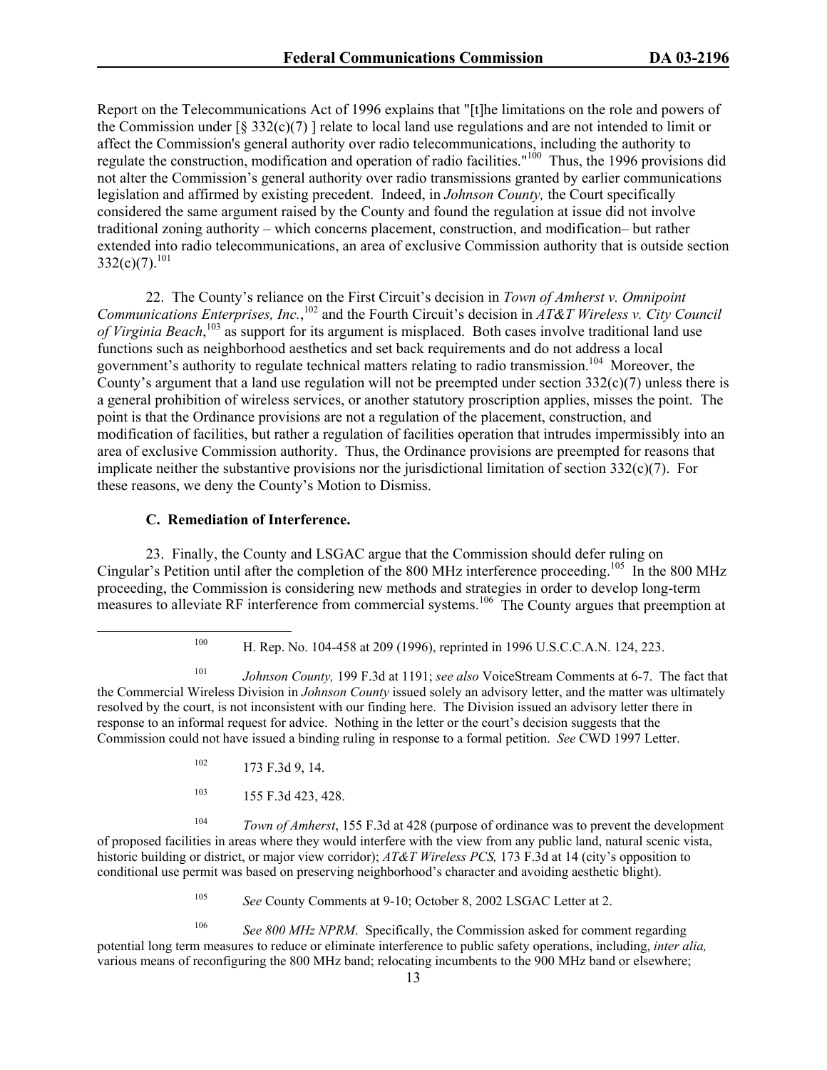Report on the Telecommunications Act of 1996 explains that "[t]he limitations on the role and powers of the Commission under [§ 332(c)(7) ] relate to local land use regulations and are not intended to limit or affect the Commission's general authority over radio telecommunications, including the authority to regulate the construction, modification and operation of radio facilities."[100] Thus, the 1996 provisions did not alter the Commission's general authority over radio transmissions granted by earlier communications legislation and affirmed by existing precedent. Indeed, in *Johnson County,* the Court specifically considered the same argument raised by the County and found the regulation at issue did not involve traditional zoning authority – which concerns placement, construction, and modification– but rather extended into radio telecommunications, an area of exclusive Commission authority that is outside section 332(c)(7).[101]

22. The County's reliance on the First Circuit's decision in *Town of Amherst v. Omnipoint Communications Enterprises, Inc.*,[102] and the Fourth Circuit's decision in *AT&T Wireless v. City Council of Virginia Beach*,[103] as support for its argument is misplaced. Both cases involve traditional land use functions such as neighborhood aesthetics and set back requirements and do not address a local government's authority to regulate technical matters relating to radio transmission.[104] Moreover, the County's argument that a land use regulation will not be preempted under section 332(c)(7) unless there is a general prohibition of wireless services, or another statutory proscription applies, misses the point. The point is that the Ordinance provisions are not a regulation of the placement, construction, and modification of facilities, but rather a regulation of facilities operation that intrudes impermissibly into an area of exclusive Commission authority. Thus, the Ordinance provisions are preempted for reasons that implicate neither the substantive provisions nor the jurisdictional limitation of section 332(c)(7). For these reasons, we deny the County's Motion to Dismiss.

### C. Remediation of Interference.

23. Finally, the County and LSGAC argue that the Commission should defer ruling on Cingular's Petition until after the completion of the 800 MHz interference proceeding.[105] In the 800 MHz proceeding, the Commission is considering new methods and strategies in order to develop long-term measures to alleviate RF interference from commercial systems.[106] The County argues that preemption at

---

[100] H. Rep. No. 104-458 at 209 (1996), reprinted in 1996 U.S.C.C.A.N. 124, 223.

[101] *Johnson County,* 199 F.3d at 1191; *see also* VoiceStream Comments at 6-7. The fact that the Commercial Wireless Division in *Johnson County* issued solely an advisory letter, and the matter was ultimately resolved by the court, is not inconsistent with our finding here. The Division issued an advisory letter there in response to an informal request for advice. Nothing in the letter or the court's decision suggests that the Commission could not have issued a binding ruling in response to a formal petition. *See* CWD 1997 Letter.

[102] 173 F.3d 9, 14.

[103] 155 F.3d 423, 428.

[104] *Town of Amherst*, 155 F.3d at 428 (purpose of ordinance was to prevent the development of proposed facilities in areas where they would interfere with the view from any public land, natural scenic vista, historic building or district, or major view corridor); *AT&T Wireless PCS,* 173 F.3d at 14 (city's opposition to conditional use permit was based on preserving neighborhood's character and avoiding aesthetic blight).

[105] *See* County Comments at 9-10; October 8, 2002 LSGAC Letter at 2.

[106] *See 800 MHz NPRM*. Specifically, the Commission asked for comment regarding potential long term measures to reduce or eliminate interference to public safety operations, including, *inter alia,* various means of reconfiguring the 800 MHz band; relocating incumbents to the 900 MHz band or elsewhere;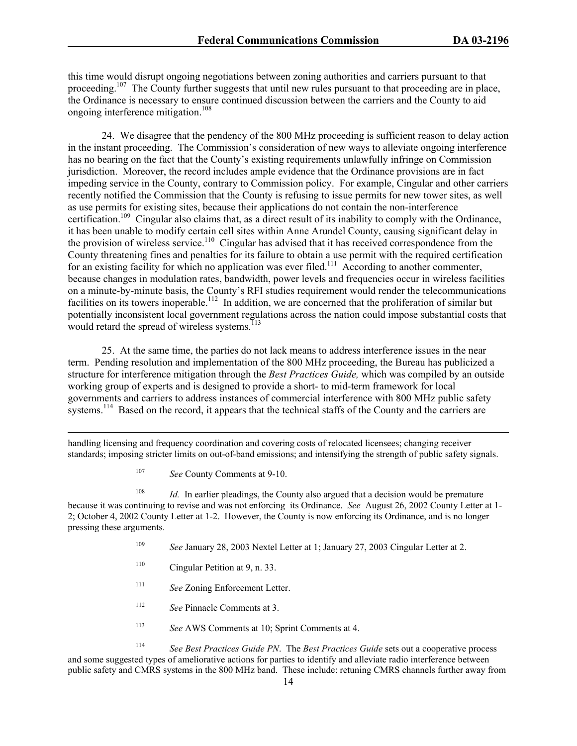this time would disrupt ongoing negotiations between zoning authorities and carriers pursuant to that proceeding.[107] The County further suggests that until new rules pursuant to that proceeding are in place, the Ordinance is necessary to ensure continued discussion between the carriers and the County to aid ongoing interference mitigation.[108]

24. We disagree that the pendency of the 800 MHz proceeding is sufficient reason to delay action in the instant proceeding. The Commission's consideration of new ways to alleviate ongoing interference has no bearing on the fact that the County's existing requirements unlawfully infringe on Commission jurisdiction. Moreover, the record includes ample evidence that the Ordinance provisions are in fact impeding service in the County, contrary to Commission policy. For example, Cingular and other carriers recently notified the Commission that the County is refusing to issue permits for new tower sites, as well as use permits for existing sites, because their applications do not contain the non-interference certification.[109] Cingular also claims that, as a direct result of its inability to comply with the Ordinance, it has been unable to modify certain cell sites within Anne Arundel County, causing significant delay in the provision of wireless service.[110] Cingular has advised that it has received correspondence from the County threatening fines and penalties for its failure to obtain a use permit with the required certification for an existing facility for which no application was ever filed.[111] According to another commenter, because changes in modulation rates, bandwidth, power levels and frequencies occur in wireless facilities on a minute-by-minute basis, the County's RFI studies requirement would render the telecommunications facilities on its towers inoperable.[112] In addition, we are concerned that the proliferation of similar but potentially inconsistent local government regulations across the nation could impose substantial costs that would retard the spread of wireless systems.[113]

25. At the same time, the parties do not lack means to address interference issues in the near term. Pending resolution and implementation of the 800 MHz proceeding, the Bureau has publicized a structure for interference mitigation through the *Best Practices Guide,* which was compiled by an outside working group of experts and is designed to provide a short- to mid-term framework for local governments and carriers to address instances of commercial interference with 800 MHz public safety systems.[114] Based on the record, it appears that the technical staffs of the County and the carriers are

---

handling licensing and frequency coordination and covering costs of relocated licensees; changing receiver standards; imposing stricter limits on out-of-band emissions; and intensifying the strength of public safety signals.

[107] *See* County Comments at 9-10.

[108] *Id.* In earlier pleadings, the County also argued that a decision would be premature because it was continuing to revise and was not enforcing its Ordinance. *See* August 26, 2002 County Letter at 1-2; October 4, 2002 County Letter at 1-2. However, the County is now enforcing its Ordinance, and is no longer pressing these arguments.

[109] *See* January 28, 2003 Nextel Letter at 1; January 27, 2003 Cingular Letter at 2.

[110] Cingular Petition at 9, n. 33.

[111] *See* Zoning Enforcement Letter.

[112] *See* Pinnacle Comments at 3.

[113] *See* AWS Comments at 10; Sprint Comments at 4.

[114] *See Best Practices Guide PN*. The *Best Practices Guide* sets out a cooperative process and some suggested types of ameliorative actions for parties to identify and alleviate radio interference between public safety and CMRS systems in the 800 MHz band. These include: retuning CMRS channels further away from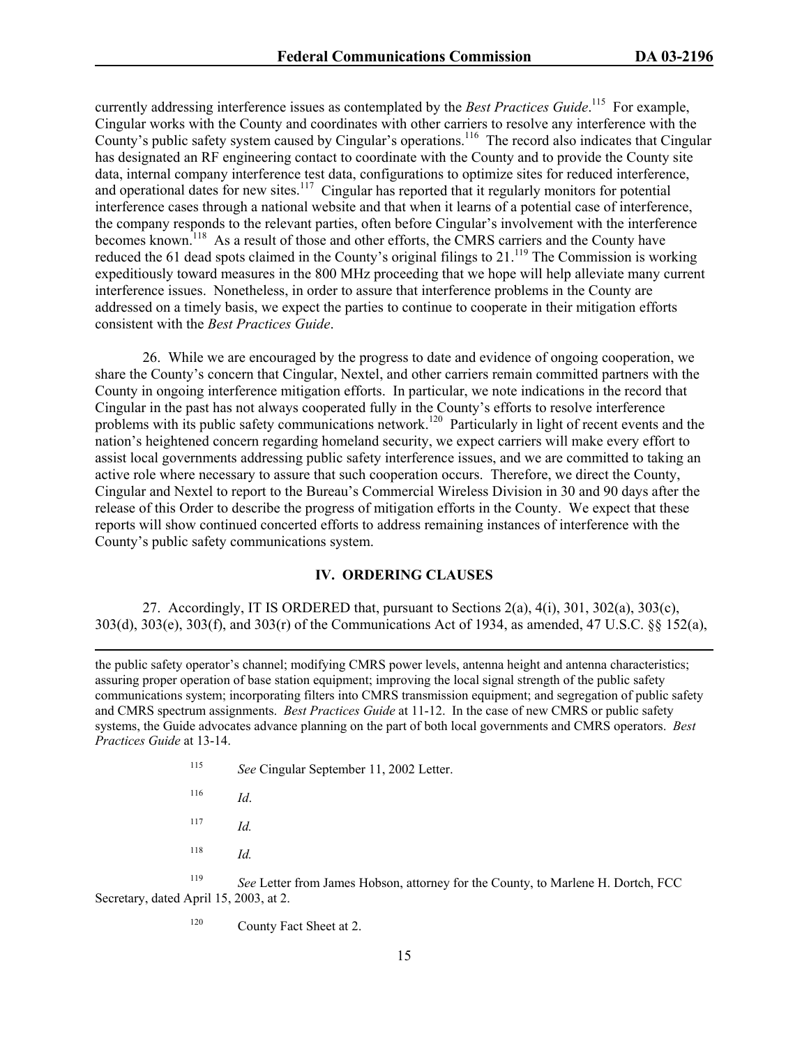currently addressing interference issues as contemplated by the *Best Practices Guide*.[115] For example, Cingular works with the County and coordinates with other carriers to resolve any interference with the County's public safety system caused by Cingular's operations.[116] The record also indicates that Cingular has designated an RF engineering contact to coordinate with the County and to provide the County site data, internal company interference test data, configurations to optimize sites for reduced interference, and operational dates for new sites.[117] Cingular has reported that it regularly monitors for potential interference cases through a national website and that when it learns of a potential case of interference, the company responds to the relevant parties, often before Cingular's involvement with the interference becomes known.[118] As a result of those and other efforts, the CMRS carriers and the County have reduced the 61 dead spots claimed in the County's original filings to 21.[119] The Commission is working expeditiously toward measures in the 800 MHz proceeding that we hope will help alleviate many current interference issues. Nonetheless, in order to assure that interference problems in the County are addressed on a timely basis, we expect the parties to continue to cooperate in their mitigation efforts consistent with the *Best Practices Guide*.

26. While we are encouraged by the progress to date and evidence of ongoing cooperation, we share the County's concern that Cingular, Nextel, and other carriers remain committed partners with the County in ongoing interference mitigation efforts. In particular, we note indications in the record that Cingular in the past has not always cooperated fully in the County's efforts to resolve interference problems with its public safety communications network.[120] Particularly in light of recent events and the nation's heightened concern regarding homeland security, we expect carriers will make every effort to assist local governments addressing public safety interference issues, and we are committed to taking an active role where necessary to assure that such cooperation occurs. Therefore, we direct the County, Cingular and Nextel to report to the Bureau's Commercial Wireless Division in 30 and 90 days after the release of this Order to describe the progress of mitigation efforts in the County. We expect that these reports will show continued concerted efforts to address remaining instances of interference with the County's public safety communications system.

## IV. ORDERING CLAUSES

27. Accordingly, IT IS ORDERED that, pursuant to Sections 2(a), 4(i), 301, 302(a), 303(c), 303(d), 303(e), 303(f), and 303(r) of the Communications Act of 1934, as amended, 47 U.S.C. §§ 152(a),

---

the public safety operator's channel; modifying CMRS power levels, antenna height and antenna characteristics; assuring proper operation of base station equipment; improving the local signal strength of the public safety communications system; incorporating filters into CMRS transmission equipment; and segregation of public safety and CMRS spectrum assignments. *Best Practices Guide* at 11-12. In the case of new CMRS or public safety systems, the Guide advocates advance planning on the part of both local governments and CMRS operators. *Best Practices Guide* at 13-14.

[115] *See* Cingular September 11, 2002 Letter.

[116] *Id*.

[117] *Id.*

[118] *Id.*

[119] *See* Letter from James Hobson, attorney for the County, to Marlene H. Dortch, FCC Secretary, dated April 15, 2003, at 2.

[120] County Fact Sheet at 2.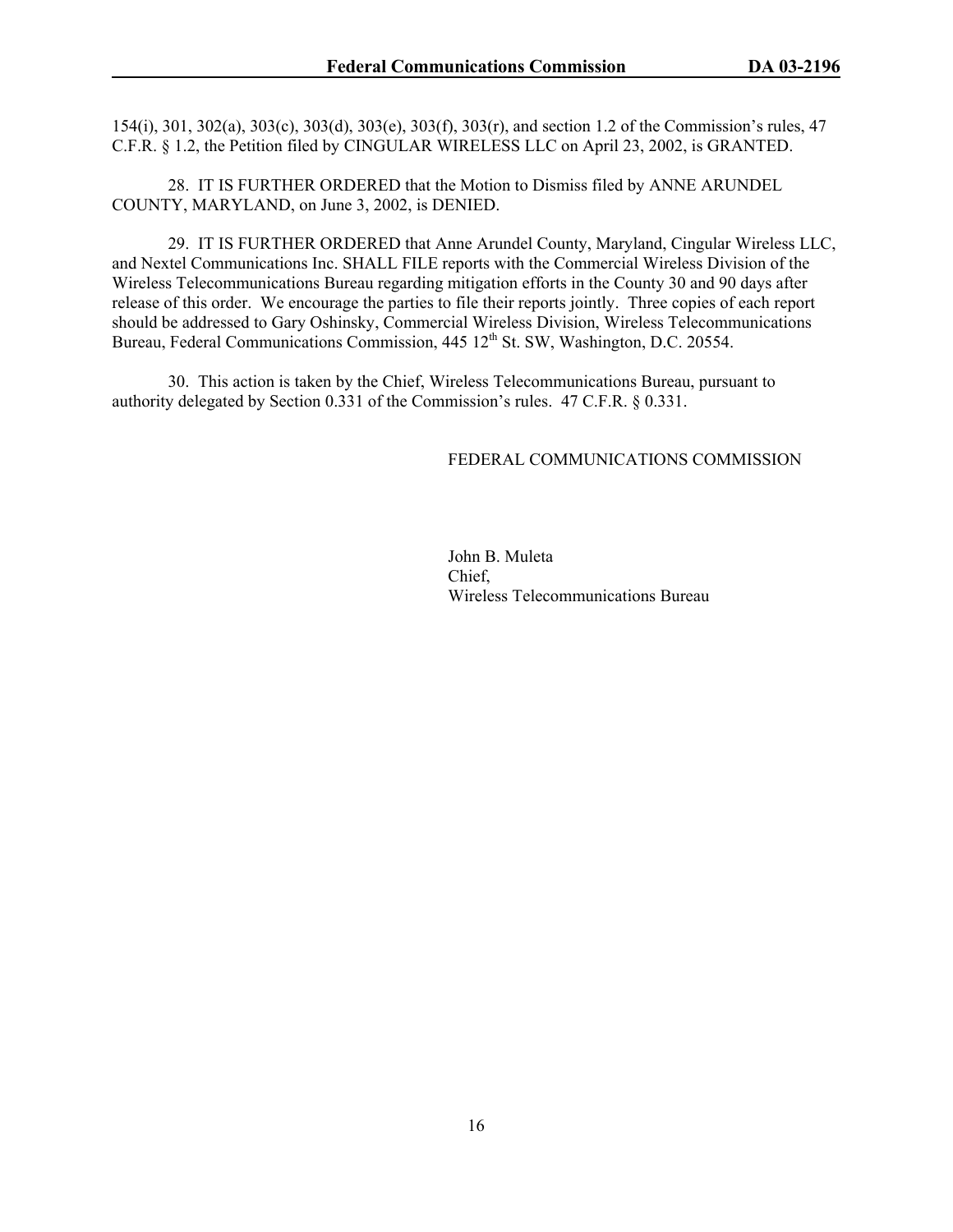154(i), 301, 302(a), 303(c), 303(d), 303(e), 303(f), 303(r), and section 1.2 of the Commission's rules, 47 C.F.R. § 1.2, the Petition filed by CINGULAR WIRELESS LLC on April 23, 2002, is GRANTED.

28. IT IS FURTHER ORDERED that the Motion to Dismiss filed by ANNE ARUNDEL COUNTY, MARYLAND, on June 3, 2002, is DENIED.

29. IT IS FURTHER ORDERED that Anne Arundel County, Maryland, Cingular Wireless LLC, and Nextel Communications Inc. SHALL FILE reports with the Commercial Wireless Division of the Wireless Telecommunications Bureau regarding mitigation efforts in the County 30 and 90 days after release of this order. We encourage the parties to file their reports jointly. Three copies of each report should be addressed to Gary Oshinsky, Commercial Wireless Division, Wireless Telecommunications Bureau, Federal Communications Commission, 445 12th St. SW, Washington, D.C. 20554.

30. This action is taken by the Chief, Wireless Telecommunications Bureau, pursuant to authority delegated by Section 0.331 of the Commission's rules. 47 C.F.R. § 0.331.

FEDERAL COMMUNICATIONS COMMISSION

John B. Muleta
Chief,
Wireless Telecommunications Bureau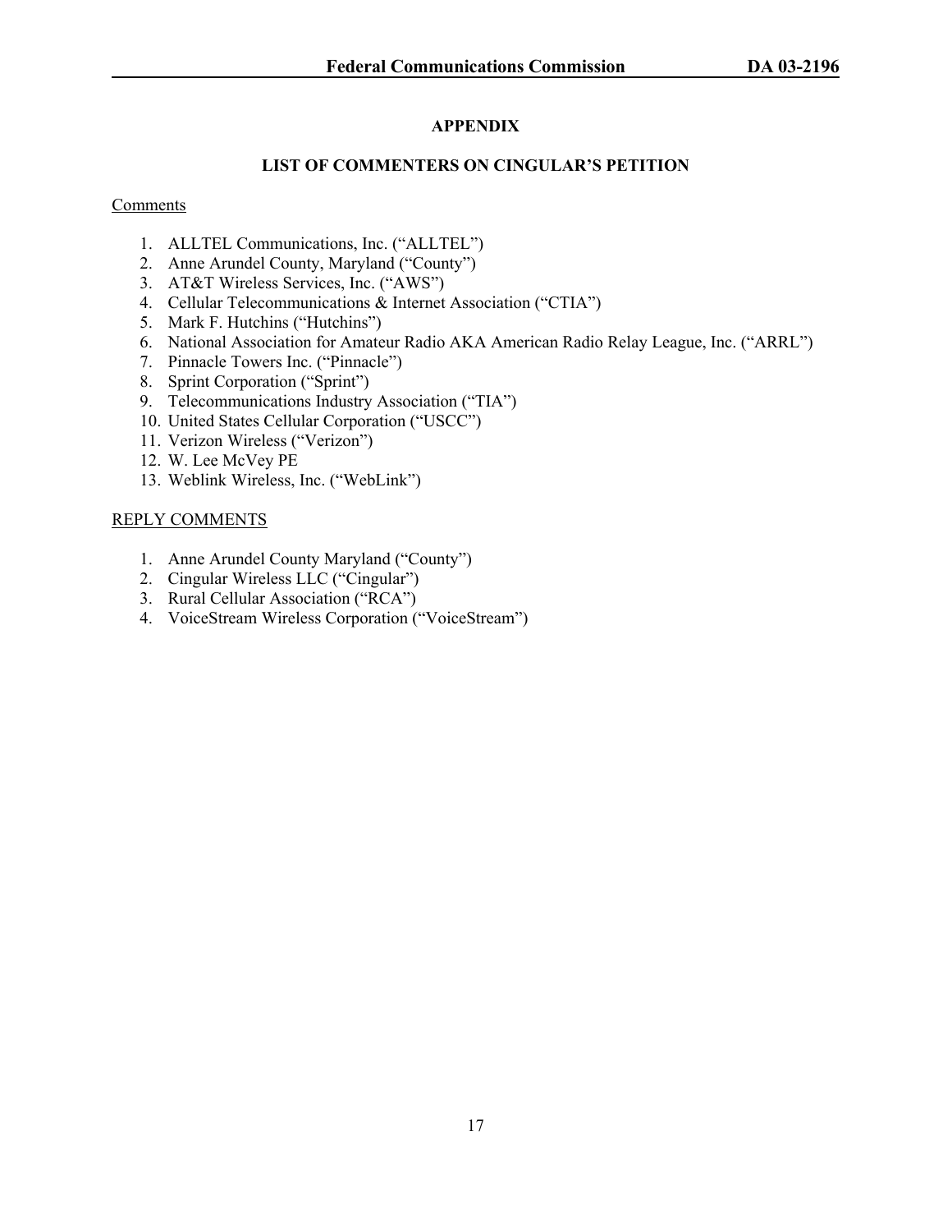# APPENDIX

## LIST OF COMMENTERS ON CINGULAR'S PETITION

Comments

1. ALLTEL Communications, Inc. ("ALLTEL")
2. Anne Arundel County, Maryland ("County")
3. AT&T Wireless Services, Inc. ("AWS")
4. Cellular Telecommunications & Internet Association ("CTIA")
5. Mark F. Hutchins ("Hutchins")
6. National Association for Amateur Radio AKA American Radio Relay League, Inc. ("ARRL")
7. Pinnacle Towers Inc. ("Pinnacle")
8. Sprint Corporation ("Sprint")
9. Telecommunications Industry Association ("TIA")
10. United States Cellular Corporation ("USCC")
11. Verizon Wireless ("Verizon")
12. W. Lee McVey PE
13. Weblink Wireless, Inc. ("WebLink")

REPLY COMMENTS

1. Anne Arundel County Maryland ("County")
2. Cingular Wireless LLC ("Cingular")
3. Rural Cellular Association ("RCA")
4. VoiceStream Wireless Corporation ("VoiceStream")